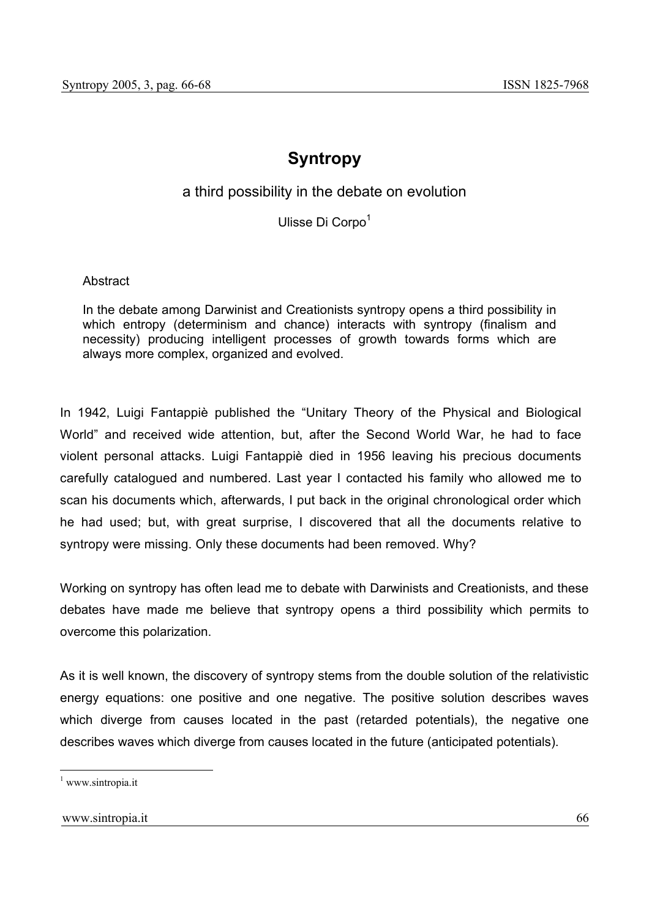# Syntropy

## a third possibility in the debate on evolution

Ulisse Di Corpo[1]

Abstract

In the debate among Darwinist and Creationists syntropy opens a third possibility in which entropy (determinism and chance) interacts with syntropy (finalism and necessity) producing intelligent processes of growth towards forms which are always more complex, organized and evolved.

In 1942, Luigi Fantappiè published the “Unitary Theory of the Physical and Biological World” and received wide attention, but, after the Second World War, he had to face violent personal attacks. Luigi Fantappiè died in 1956 leaving his precious documents carefully catalogued and numbered. Last year I contacted his family who allowed me to scan his documents which, afterwards, I put back in the original chronological order which he had used; but, with great surprise, I discovered that all the documents relative to syntropy were missing. Only these documents had been removed. Why?

Working on syntropy has often lead me to debate with Darwinists and Creationists, and these debates have made me believe that syntropy opens a third possibility which permits to overcome this polarization.

As it is well known, the discovery of syntropy stems from the double solution of the relativistic energy equations: one positive and one negative. The positive solution describes waves which diverge from causes located in the past (retarded potentials), the negative one describes waves which diverge from causes located in the future (anticipated potentials).

[1] www.sintropia.it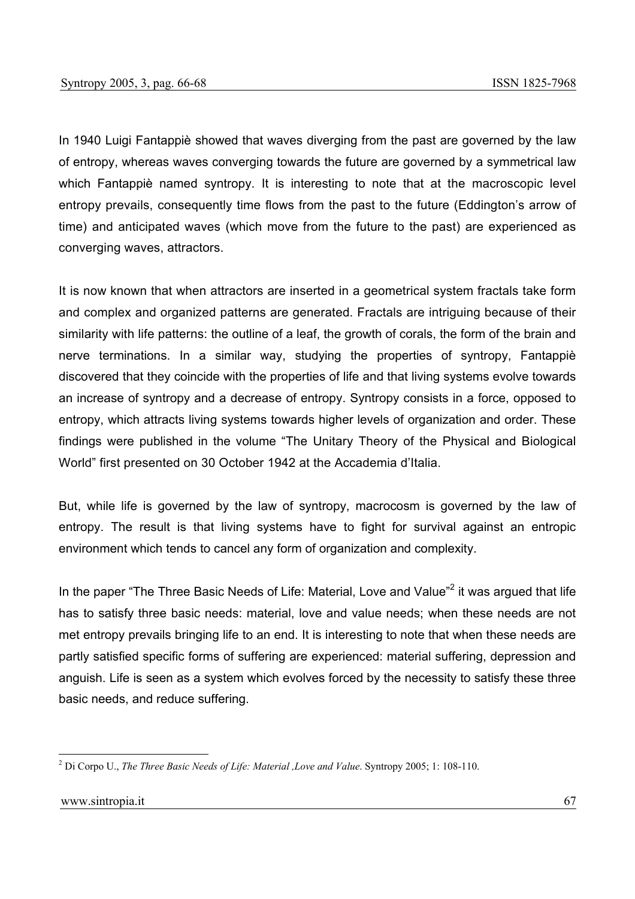In 1940 Luigi Fantappiè showed that waves diverging from the past are governed by the law of entropy, whereas waves converging towards the future are governed by a symmetrical law which Fantappiè named syntropy. It is interesting to note that at the macroscopic level entropy prevails, consequently time flows from the past to the future (Eddington's arrow of time) and anticipated waves (which move from the future to the past) are experienced as converging waves, attractors.

It is now known that when attractors are inserted in a geometrical system fractals take form and complex and organized patterns are generated. Fractals are intriguing because of their similarity with life patterns: the outline of a leaf, the growth of corals, the form of the brain and nerve terminations. In a similar way, studying the properties of syntropy, Fantappiè discovered that they coincide with the properties of life and that living systems evolve towards an increase of syntropy and a decrease of entropy. Syntropy consists in a force, opposed to entropy, which attracts living systems towards higher levels of organization and order. These findings were published in the volume "The Unitary Theory of the Physical and Biological World" first presented on 30 October 1942 at the Accademia d'Italia.

But, while life is governed by the law of syntropy, macrocosm is governed by the law of entropy. The result is that living systems have to fight for survival against an entropic environment which tends to cancel any form of organization and complexity.

In the paper "The Three Basic Needs of Life: Material, Love and Value"[2] it was argued that life has to satisfy three basic needs: material, love and value needs; when these needs are not met entropy prevails bringing life to an end. It is interesting to note that when these needs are partly satisfied specific forms of suffering are experienced: material suffering, depression and anguish. Life is seen as a system which evolves forced by the necessity to satisfy these three basic needs, and reduce suffering.

[2] Di Corpo U., *The Three Basic Needs of Life: Material ,Love and Value*. Syntropy 2005; 1: 108-110.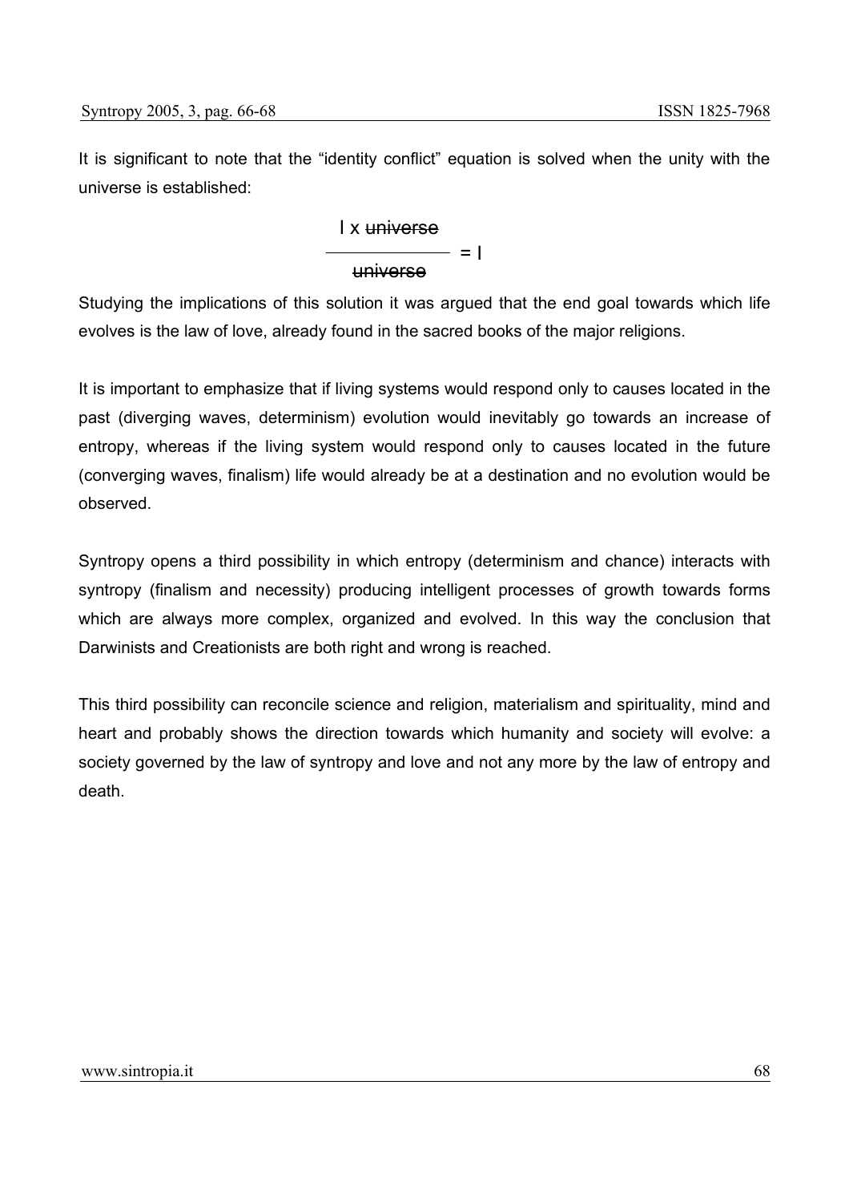It is significant to note that the "identity conflict" equation is solved when the unity with the universe is established:

$$\frac{I \times \cancel{universe}}{\cancel{universe}} = I$$

Studying the implications of this solution it was argued that the end goal towards which life evolves is the law of love, already found in the sacred books of the major religions.

It is important to emphasize that if living systems would respond only to causes located in the past (diverging waves, determinism) evolution would inevitably go towards an increase of entropy, whereas if the living system would respond only to causes located in the future (converging waves, finalism) life would already be at a destination and no evolution would be observed.

Syntropy opens a third possibility in which entropy (determinism and chance) interacts with syntropy (finalism and necessity) producing intelligent processes of growth towards forms which are always more complex, organized and evolved. In this way the conclusion that Darwinists and Creationists are both right and wrong is reached.

This third possibility can reconcile science and religion, materialism and spirituality, mind and heart and probably shows the direction towards which humanity and society will evolve: a society governed by the law of syntropy and love and not any more by the law of entropy and death.